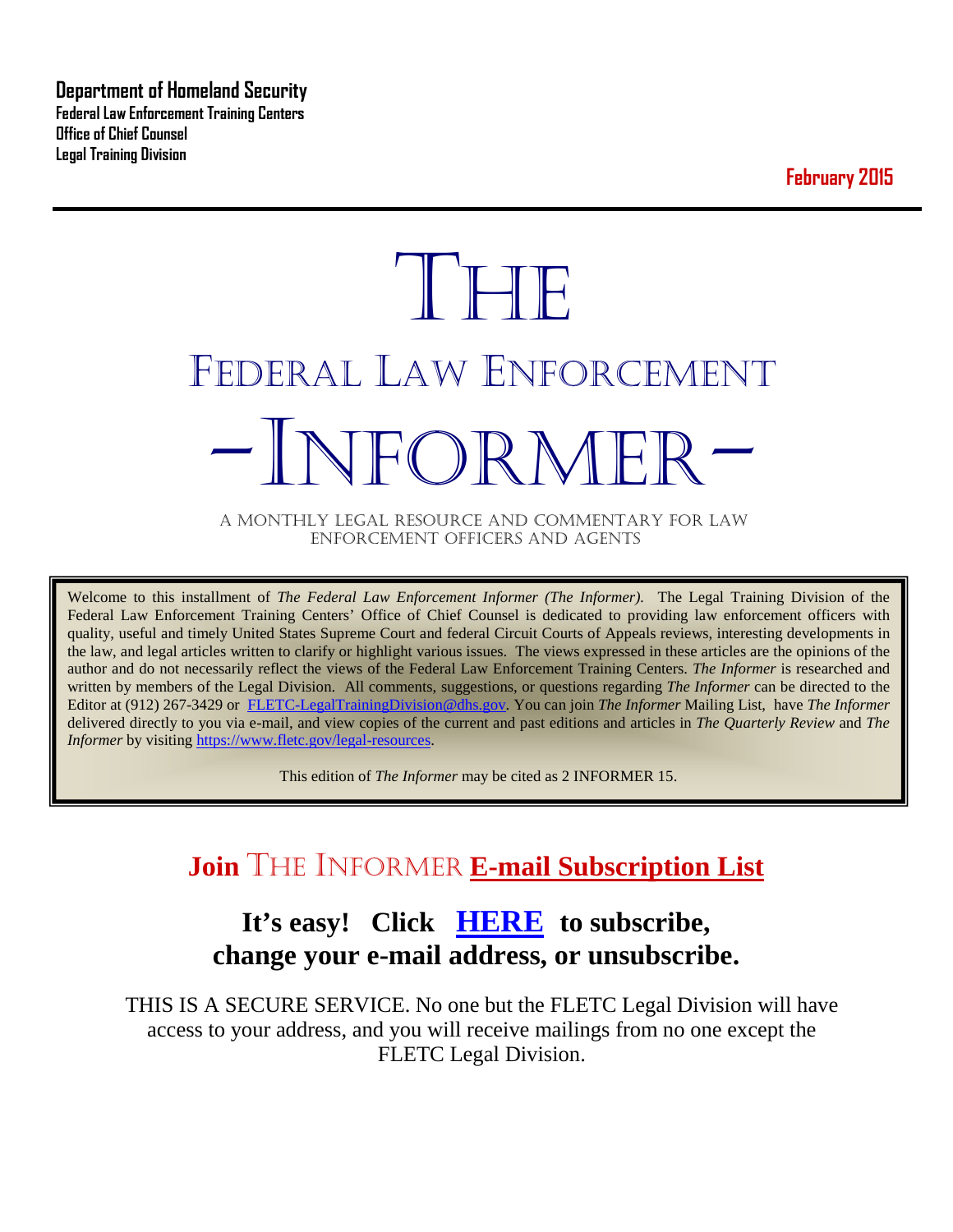**Department of Homeland Security**
**Federal Law Enforcement Training Centers**
**Office of Chief Counsel**
**Legal Training Division**

**February 2015**

# THE
# FEDERAL LAW ENFORCEMENT
# -INFORMER-

A MONTHLY LEGAL RESOURCE AND COMMENTARY FOR LAW ENFORCEMENT OFFICERS AND AGENTS

Welcome to this installment of *The Federal Law Enforcement Informer (The Informer).* The Legal Training Division of the Federal Law Enforcement Training Centers' Office of Chief Counsel is dedicated to providing law enforcement officers with quality, useful and timely United States Supreme Court and federal Circuit Courts of Appeals reviews, interesting developments in the law, and legal articles written to clarify or highlight various issues. The views expressed in these articles are the opinions of the author and do not necessarily reflect the views of the Federal Law Enforcement Training Centers. *The Informer* is researched and written by members of the Legal Division. All comments, suggestions, or questions regarding *The Informer* can be directed to the Editor at (912) 267-3429 or FLETC-LegalTrainingDivision@dhs.gov. You can join *The Informer* Mailing List, have *The Informer* delivered directly to you via e-mail, and view copies of the current and past editions and articles in *The Quarterly Review* and *The Informer* by visiting https://www.fletc.gov/legal-resources.

This edition of *The Informer* may be cited as 2 INFORMER 15.

## Join THE INFORMER E-mail Subscription List

### It's easy! Click HERE to subscribe, change your e-mail address, or unsubscribe.

THIS IS A SECURE SERVICE. No one but the FLETC Legal Division will have access to your address, and you will receive mailings from no one except the FLETC Legal Division.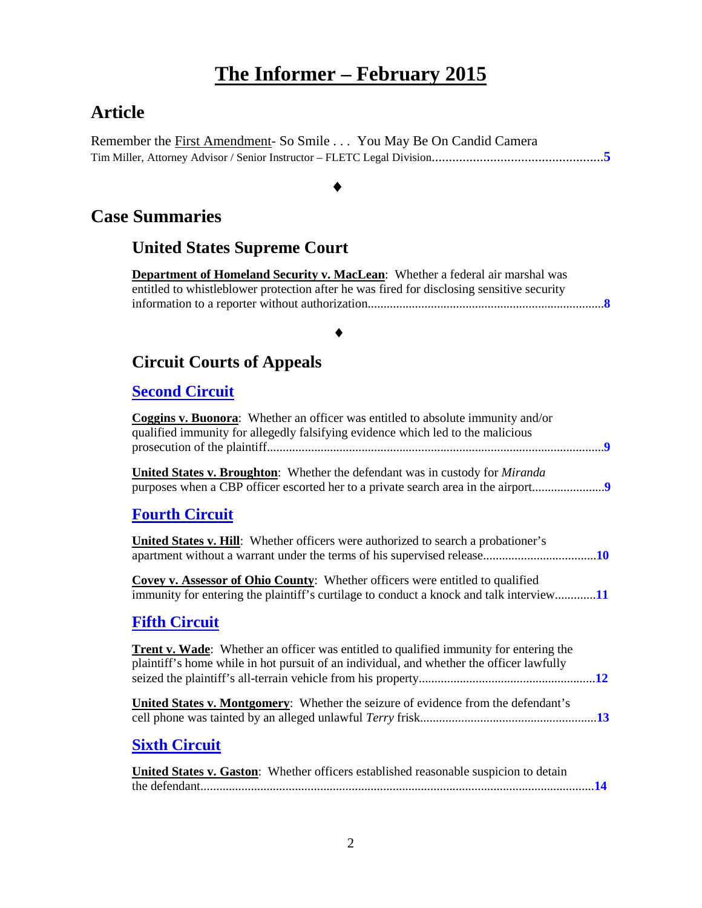# The Informer – February 2015

## Article

Remember the First Amendment- So Smile . . . You May Be On Candid Camera
Tim Miller, Attorney Advisor / Senior Instructor – FLETC Legal Division....................................................**5**

♦

## Case Summaries

### United States Supreme Court

**Department of Homeland Security v. MacLean**: Whether a federal air marshal was entitled to whistleblower protection after he was fired for disclosing sensitive security information to a reporter without authorization..........................................................................**8**

♦

### Circuit Courts of Appeals

#### Second Circuit

**Coggins v. Buonora**: Whether an officer was entitled to absolute immunity and/or qualified immunity for allegedly falsifying evidence which led to the malicious prosecution of the plaintiff..........................................................................................................**9**

**United States v. Broughton**: Whether the defendant was in custody for *Miranda* purposes when a CBP officer escorted her to a private search area in the airport......................**9**

#### Fourth Circuit

**United States v. Hill**: Whether officers were authorized to search a probationer's apartment without a warrant under the terms of his supervised release...................................**10**

**Covey v. Assessor of Ohio County**: Whether officers were entitled to qualified immunity for entering the plaintiff's curtilage to conduct a knock and talk interview.............**11**

#### Fifth Circuit

**Trent v. Wade**: Whether an officer was entitled to qualified immunity for entering the plaintiff's home while in hot pursuit of an individual, and whether the officer lawfully seized the plaintiff's all-terrain vehicle from his property.......................................................**12**

**United States v. Montgomery**: Whether the seizure of evidence from the defendant's cell phone was tainted by an alleged unlawful *Terry* frisk........................................................**13**

#### Sixth Circuit

**United States v. Gaston**: Whether officers established reasonable suspicion to detain the defendant............................................................................................................................**14**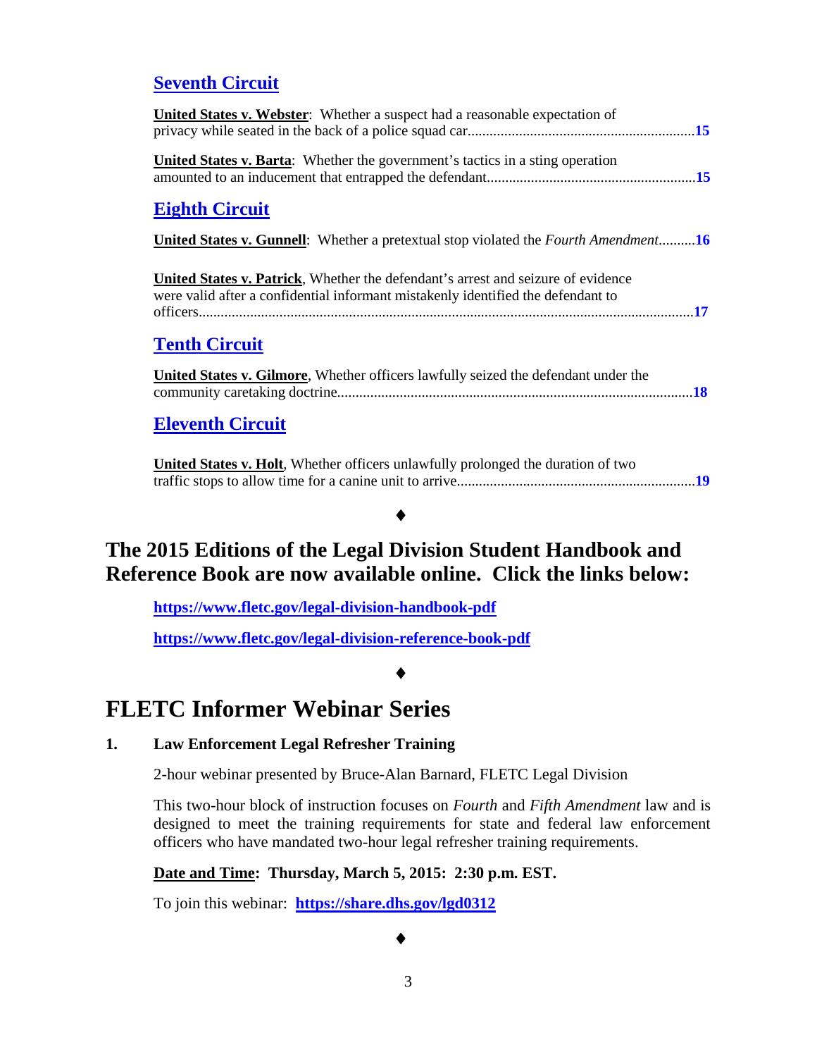## Seventh Circuit

**United States v. Webster**: Whether a suspect had a reasonable expectation of privacy while seated in the back of a police squad car.............................................................**15**

**United States v. Barta**: Whether the government's tactics in a sting operation amounted to an inducement that entrapped the defendant.........................................................**15**

## Eighth Circuit

**United States v. Gunnell**: Whether a pretextual stop violated the *Fourth Amendment*..........**16**

**United States v. Patrick**, Whether the defendant's arrest and seizure of evidence were valid after a confidential informant mistakenly identified the defendant to officers.......................................................................................................................................**17**

## Tenth Circuit

**United States v. Gilmore**, Whether officers lawfully seized the defendant under the community caretaking doctrine................................................................................................**18**

## Eleventh Circuit

**United States v. Holt**, Whether officers unlawfully prolonged the duration of two traffic stops to allow time for a canine unit to arrive.................................................................**19**

♦

## The 2015 Editions of the Legal Division Student Handbook and Reference Book are now available online. Click the links below:

**https://www.fletc.gov/legal-division-handbook-pdf**

**https://www.fletc.gov/legal-division-reference-book-pdf**

♦

# FLETC Informer Webinar Series

**1. Law Enforcement Legal Refresher Training**

2-hour webinar presented by Bruce-Alan Barnard, FLETC Legal Division

This two-hour block of instruction focuses on *Fourth* and *Fifth Amendment* law and is designed to meet the training requirements for state and federal law enforcement officers who have mandated two-hour legal refresher training requirements.

**Date and Time: Thursday, March 5, 2015: 2:30 p.m. EST.**

To join this webinar: **https://share.dhs.gov/lgd0312**

♦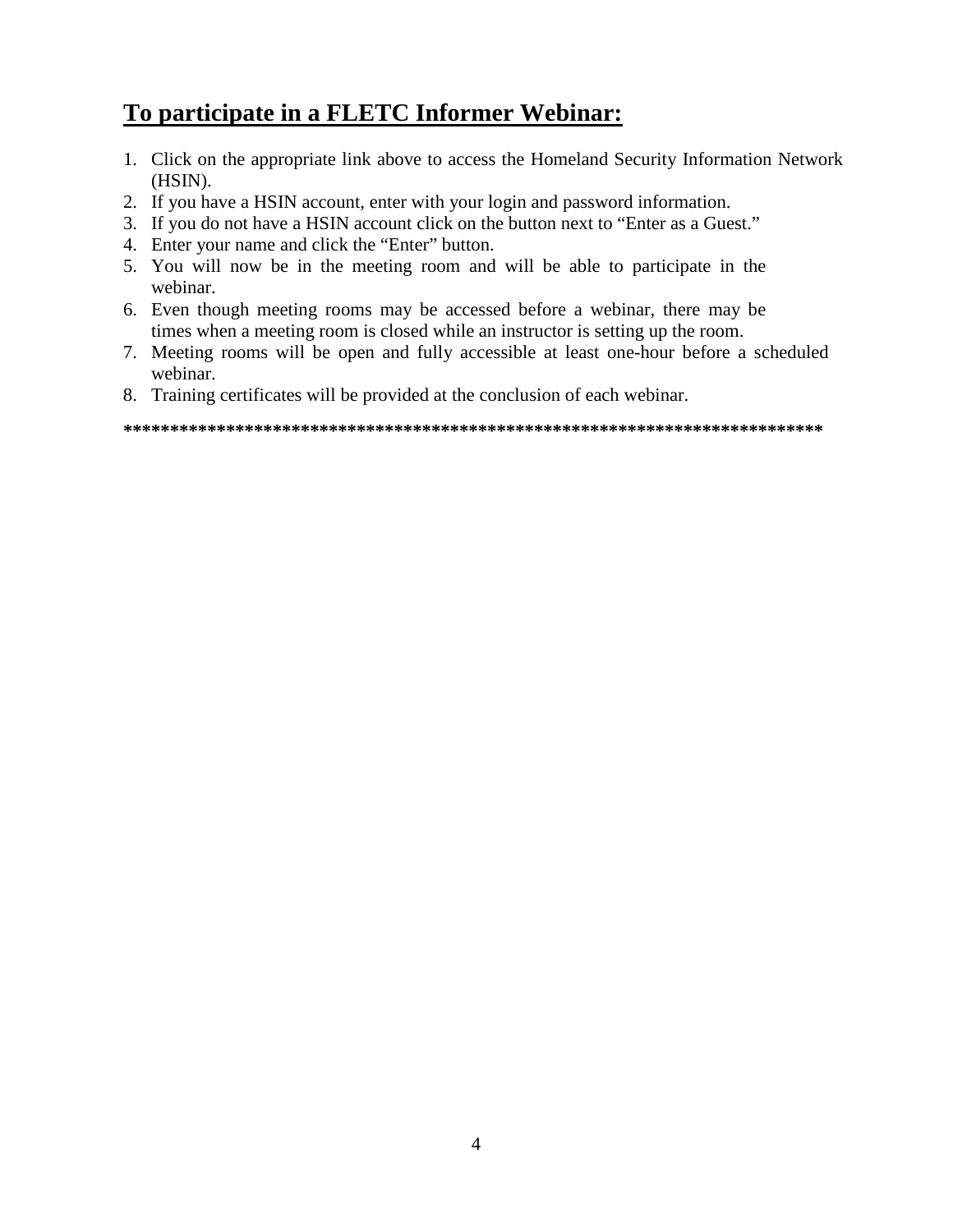## **To participate in a FLETC Informer Webinar:**

1. Click on the appropriate link above to access the Homeland Security Information Network (HSIN).
2. If you have a HSIN account, enter with your login and password information.
3. If you do not have a HSIN account click on the button next to "Enter as a Guest."
4. Enter your name and click the "Enter" button.
5. You will now be in the meeting room and will be able to participate in the webinar.
6. Even though meeting rooms may be accessed before a webinar, there may be times when a meeting room is closed while an instructor is setting up the room.
7. Meeting rooms will be open and fully accessible at least one-hour before a scheduled webinar.
8. Training certificates will be provided at the conclusion of each webinar.

**\*\*\*\*\*\*\*\*\*\*\*\*\*\*\*\*\*\*\*\*\*\*\*\*\*\*\*\*\*\*\*\*\*\*\*\*\*\*\*\*\*\*\*\*\*\*\*\*\*\*\*\*\*\*\*\*\*\*\*\*\*\*\*\*\*\*\*\*\*\*\*\*\*\*\*\*\***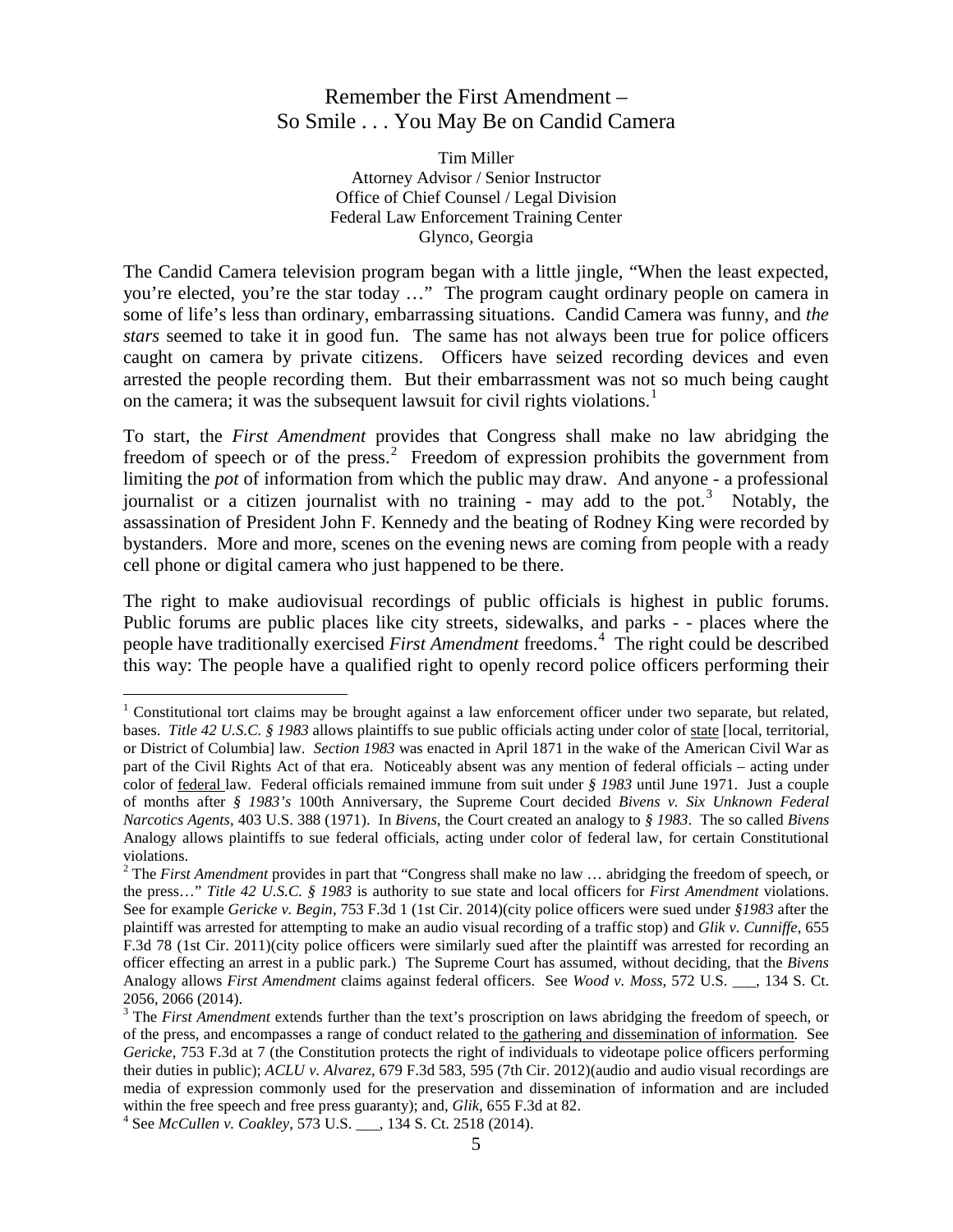# Remember the First Amendment – So Smile . . . You May Be on Candid Camera

Tim Miller
Attorney Advisor / Senior Instructor
Office of Chief Counsel / Legal Division
Federal Law Enforcement Training Center
Glynco, Georgia

The Candid Camera television program began with a little jingle, "When the least expected, you're elected, you're the star today …" The program caught ordinary people on camera in some of life's less than ordinary, embarrassing situations. Candid Camera was funny, and *the stars* seemed to take it in good fun. The same has not always been true for police officers caught on camera by private citizens. Officers have seized recording devices and even arrested the people recording them. But their embarrassment was not so much being caught on the camera; it was the subsequent lawsuit for civil rights violations.[1]

To start, the *First Amendment* provides that Congress shall make no law abridging the freedom of speech or of the press.[2] Freedom of expression prohibits the government from limiting the *pot* of information from which the public may draw. And anyone - a professional journalist or a citizen journalist with no training - may add to the pot.[3] Notably, the assassination of President John F. Kennedy and the beating of Rodney King were recorded by bystanders. More and more, scenes on the evening news are coming from people with a ready cell phone or digital camera who just happened to be there.

The right to make audiovisual recordings of public officials is highest in public forums. Public forums are public places like city streets, sidewalks, and parks - - places where the people have traditionally exercised *First Amendment* freedoms.[4] The right could be described this way: The people have a qualified right to openly record police officers performing their

---

[1] Constitutional tort claims may be brought against a law enforcement officer under two separate, but related, bases. *Title 42 U.S.C. § 1983* allows plaintiffs to sue public officials acting under color of <u>state</u> [local, territorial, or District of Columbia] law. *Section 1983* was enacted in April 1871 in the wake of the American Civil War as part of the Civil Rights Act of that era. Noticeably absent was any mention of federal officials – acting under color of <u>federal</u> law. Federal officials remained immune from suit under *§ 1983* until June 1971. Just a couple of months after *§ 1983's* 100th Anniversary, the Supreme Court decided *Bivens v. Six Unknown Federal Narcotics Agents*, 403 U.S. 388 (1971). In *Bivens*, the Court created an analogy to *§ 1983*. The so called *Bivens* Analogy allows plaintiffs to sue federal officials, acting under color of federal law, for certain Constitutional violations.

[2] The *First Amendment* provides in part that "Congress shall make no law … abridging the freedom of speech, or the press…" *Title 42 U.S.C. § 1983* is authority to sue state and local officers for *First Amendment* violations. See for example *Gericke v. Begin*, 753 F.3d 1 (1st Cir. 2014)(city police officers were sued under *§1983* after the plaintiff was arrested for attempting to make an audio visual recording of a traffic stop) and *Glik v. Cunniffe*, 655 F.3d 78 (1st Cir. 2011)(city police officers were similarly sued after the plaintiff was arrested for recording an officer effecting an arrest in a public park.) The Supreme Court has assumed, without deciding, that the *Bivens* Analogy allows *First Amendment* claims against federal officers. See *Wood v. Moss*, 572 U.S. ___, 134 S. Ct. 2056, 2066 (2014).

[3] The *First Amendment* extends further than the text's proscription on laws abridging the freedom of speech, or of the press, and encompasses a range of conduct related to <u>the gathering and dissemination of information</u>. See *Gericke*, 753 F.3d at 7 (the Constitution protects the right of individuals to videotape police officers performing their duties in public); *ACLU v. Alvarez*, 679 F.3d 583, 595 (7th Cir. 2012)(audio and audio visual recordings are media of expression commonly used for the preservation and dissemination of information and are included within the free speech and free press guaranty); and, *Glik*, 655 F.3d at 82.

[4] See *McCullen v. Coakley*, 573 U.S. ___, 134 S. Ct. 2518 (2014).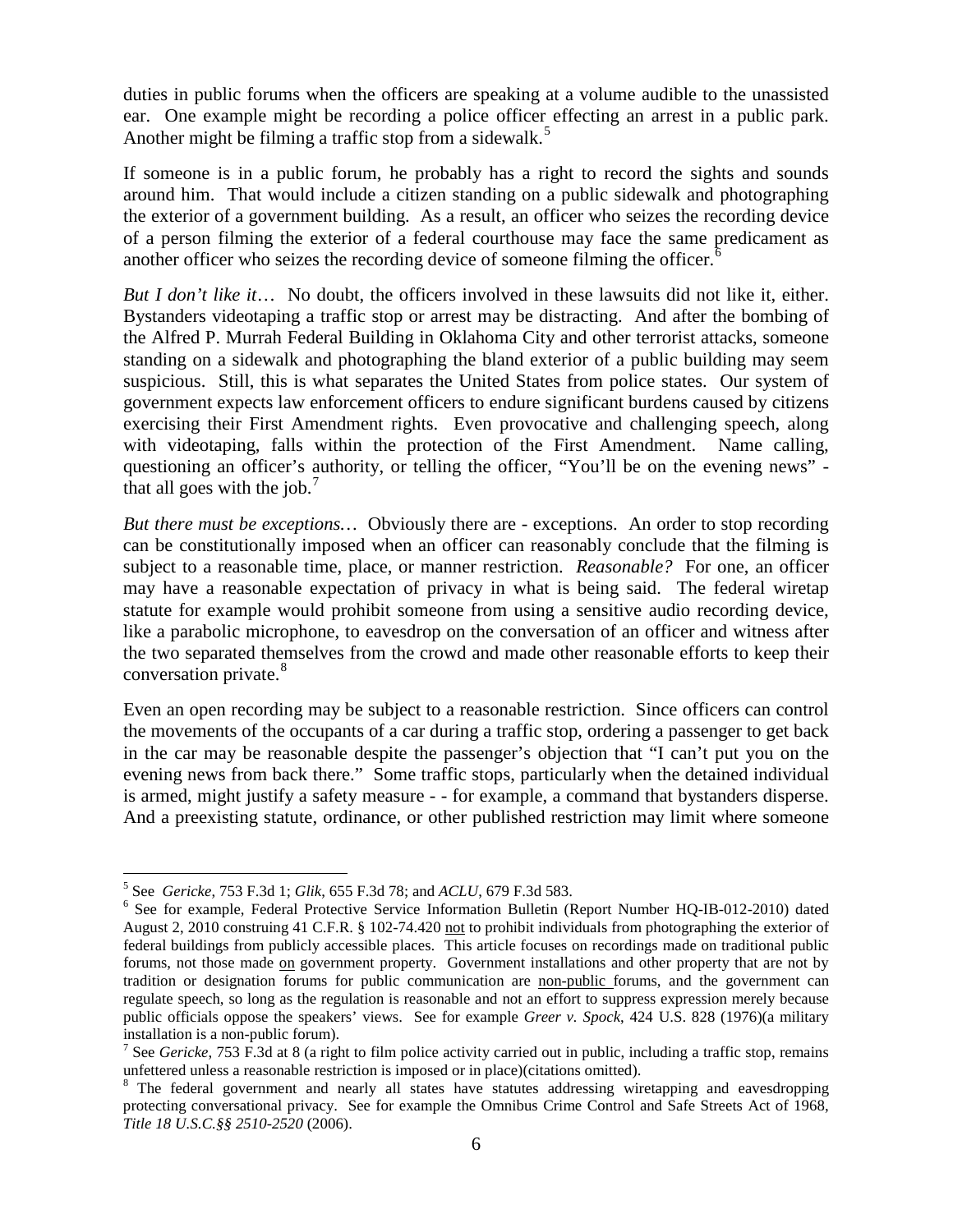duties in public forums when the officers are speaking at a volume audible to the unassisted ear. One example might be recording a police officer effecting an arrest in a public park. Another might be filming a traffic stop from a sidewalk.[5]

If someone is in a public forum, he probably has a right to record the sights and sounds around him. That would include a citizen standing on a public sidewalk and photographing the exterior of a government building. As a result, an officer who seizes the recording device of a person filming the exterior of a federal courthouse may face the same predicament as another officer who seizes the recording device of someone filming the officer.[6]

*But I don't like it…* No doubt, the officers involved in these lawsuits did not like it, either. Bystanders videotaping a traffic stop or arrest may be distracting. And after the bombing of the Alfred P. Murrah Federal Building in Oklahoma City and other terrorist attacks, someone standing on a sidewalk and photographing the bland exterior of a public building may seem suspicious. Still, this is what separates the United States from police states. Our system of government expects law enforcement officers to endure significant burdens caused by citizens exercising their First Amendment rights. Even provocative and challenging speech, along with videotaping, falls within the protection of the First Amendment. Name calling, questioning an officer's authority, or telling the officer, "You'll be on the evening news" - that all goes with the job.[7]

*But there must be exceptions…* Obviously there are - exceptions. An order to stop recording can be constitutionally imposed when an officer can reasonably conclude that the filming is subject to a reasonable time, place, or manner restriction. *Reasonable?* For one, an officer may have a reasonable expectation of privacy in what is being said. The federal wiretap statute for example would prohibit someone from using a sensitive audio recording device, like a parabolic microphone, to eavesdrop on the conversation of an officer and witness after the two separated themselves from the crowd and made other reasonable efforts to keep their conversation private.[8]

Even an open recording may be subject to a reasonable restriction. Since officers can control the movements of the occupants of a car during a traffic stop, ordering a passenger to get back in the car may be reasonable despite the passenger's objection that "I can't put you on the evening news from back there." Some traffic stops, particularly when the detained individual is armed, might justify a safety measure - - for example, a command that bystanders disperse. And a preexisting statute, ordinance, or other published restriction may limit where someone

---

[5] See *Gericke*, 753 F.3d 1; *Glik*, 655 F.3d 78; and *ACLU*, 679 F.3d 583.

[6] See for example, Federal Protective Service Information Bulletin (Report Number HQ-IB-012-2010) dated August 2, 2010 construing 41 C.F.R. § 102-74.420 <u>not</u> to prohibit individuals from photographing the exterior of federal buildings from publicly accessible places. This article focuses on recordings made on traditional public forums, not those made <u>on</u> government property. Government installations and other property that are not by tradition or designation forums for public communication are <u>non-public</u> forums, and the government can regulate speech, so long as the regulation is reasonable and not an effort to suppress expression merely because public officials oppose the speakers' views. See for example *Greer v. Spock*, 424 U.S. 828 (1976)(a military installation is a non-public forum).

[7] See *Gericke*, 753 F.3d at 8 (a right to film police activity carried out in public, including a traffic stop, remains unfettered unless a reasonable restriction is imposed or in place)(citations omitted).

[8] The federal government and nearly all states have statutes addressing wiretapping and eavesdropping protecting conversational privacy. See for example the Omnibus Crime Control and Safe Streets Act of 1968, *Title 18 U.S.C.§§ 2510-2520* (2006).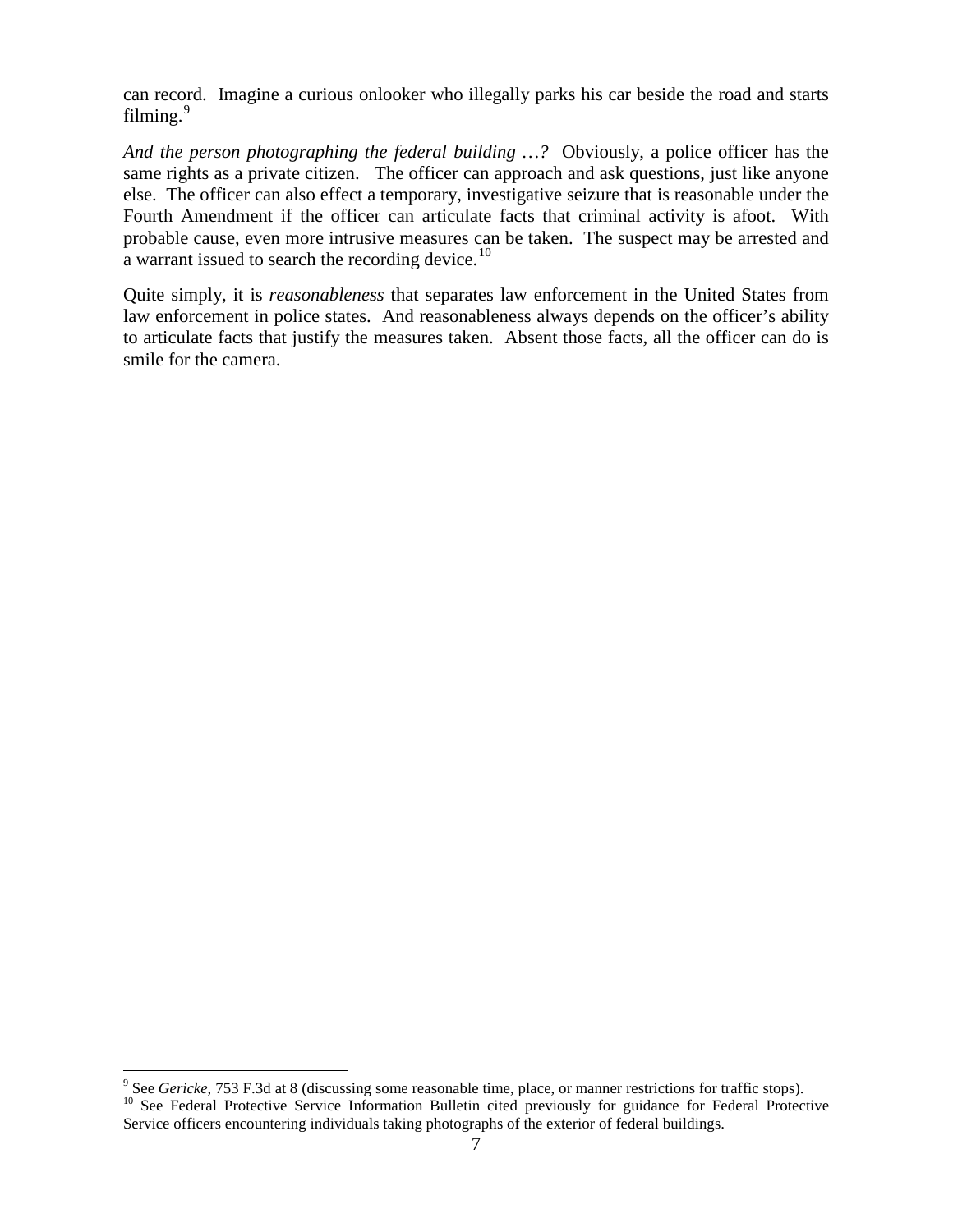can record. Imagine a curious onlooker who illegally parks his car beside the road and starts filming.[9]

*And the person photographing the federal building …?* Obviously, a police officer has the same rights as a private citizen. The officer can approach and ask questions, just like anyone else. The officer can also effect a temporary, investigative seizure that is reasonable under the Fourth Amendment if the officer can articulate facts that criminal activity is afoot. With probable cause, even more intrusive measures can be taken. The suspect may be arrested and a warrant issued to search the recording device.[10]

Quite simply, it is *reasonableness* that separates law enforcement in the United States from law enforcement in police states. And reasonableness always depends on the officer's ability to articulate facts that justify the measures taken. Absent those facts, all the officer can do is smile for the camera.

---

[9] See *Gericke*, 753 F.3d at 8 (discussing some reasonable time, place, or manner restrictions for traffic stops).

[10] See Federal Protective Service Information Bulletin cited previously for guidance for Federal Protective Service officers encountering individuals taking photographs of the exterior of federal buildings.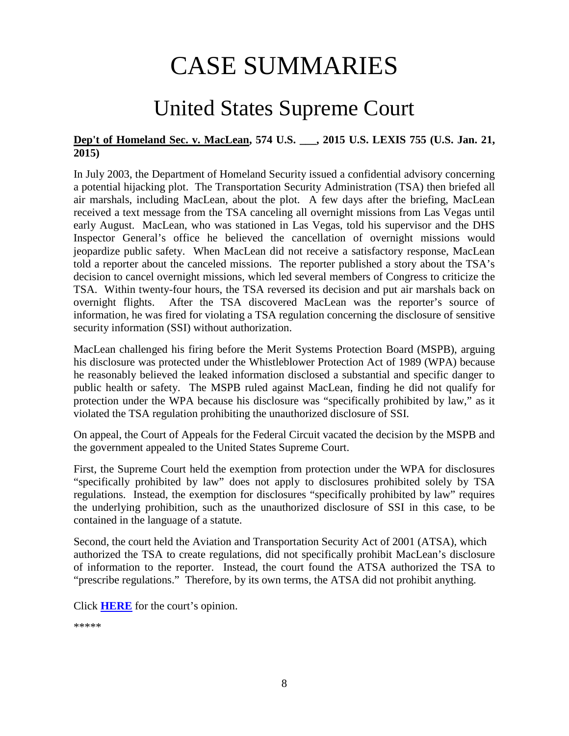# CASE SUMMARIES

## United States Supreme Court

**Dep't of Homeland Sec. v. MacLean, 574 U.S. ___, 2015 U.S. LEXIS 755 (U.S. Jan. 21, 2015)**

In July 2003, the Department of Homeland Security issued a confidential advisory concerning a potential hijacking plot. The Transportation Security Administration (TSA) then briefed all air marshals, including MacLean, about the plot. A few days after the briefing, MacLean received a text message from the TSA canceling all overnight missions from Las Vegas until early August. MacLean, who was stationed in Las Vegas, told his supervisor and the DHS Inspector General's office he believed the cancellation of overnight missions would jeopardize public safety. When MacLean did not receive a satisfactory response, MacLean told a reporter about the canceled missions. The reporter published a story about the TSA's decision to cancel overnight missions, which led several members of Congress to criticize the TSA. Within twenty-four hours, the TSA reversed its decision and put air marshals back on overnight flights. After the TSA discovered MacLean was the reporter's source of information, he was fired for violating a TSA regulation concerning the disclosure of sensitive security information (SSI) without authorization.

MacLean challenged his firing before the Merit Systems Protection Board (MSPB), arguing his disclosure was protected under the Whistleblower Protection Act of 1989 (WPA) because he reasonably believed the leaked information disclosed a substantial and specific danger to public health or safety. The MSPB ruled against MacLean, finding he did not qualify for protection under the WPA because his disclosure was "specifically prohibited by law," as it violated the TSA regulation prohibiting the unauthorized disclosure of SSI.

On appeal, the Court of Appeals for the Federal Circuit vacated the decision by the MSPB and the government appealed to the United States Supreme Court.

First, the Supreme Court held the exemption from protection under the WPA for disclosures "specifically prohibited by law" does not apply to disclosures prohibited solely by TSA regulations. Instead, the exemption for disclosures "specifically prohibited by law" requires the underlying prohibition, such as the unauthorized disclosure of SSI in this case, to be contained in the language of a statute.

Second, the court held the Aviation and Transportation Security Act of 2001 (ATSA), which authorized the TSA to create regulations, did not specifically prohibit MacLean's disclosure of information to the reporter. Instead, the court found the ATSA authorized the TSA to "prescribe regulations." Therefore, by its own terms, the ATSA did not prohibit anything.

Click **HERE** for the court's opinion.

*****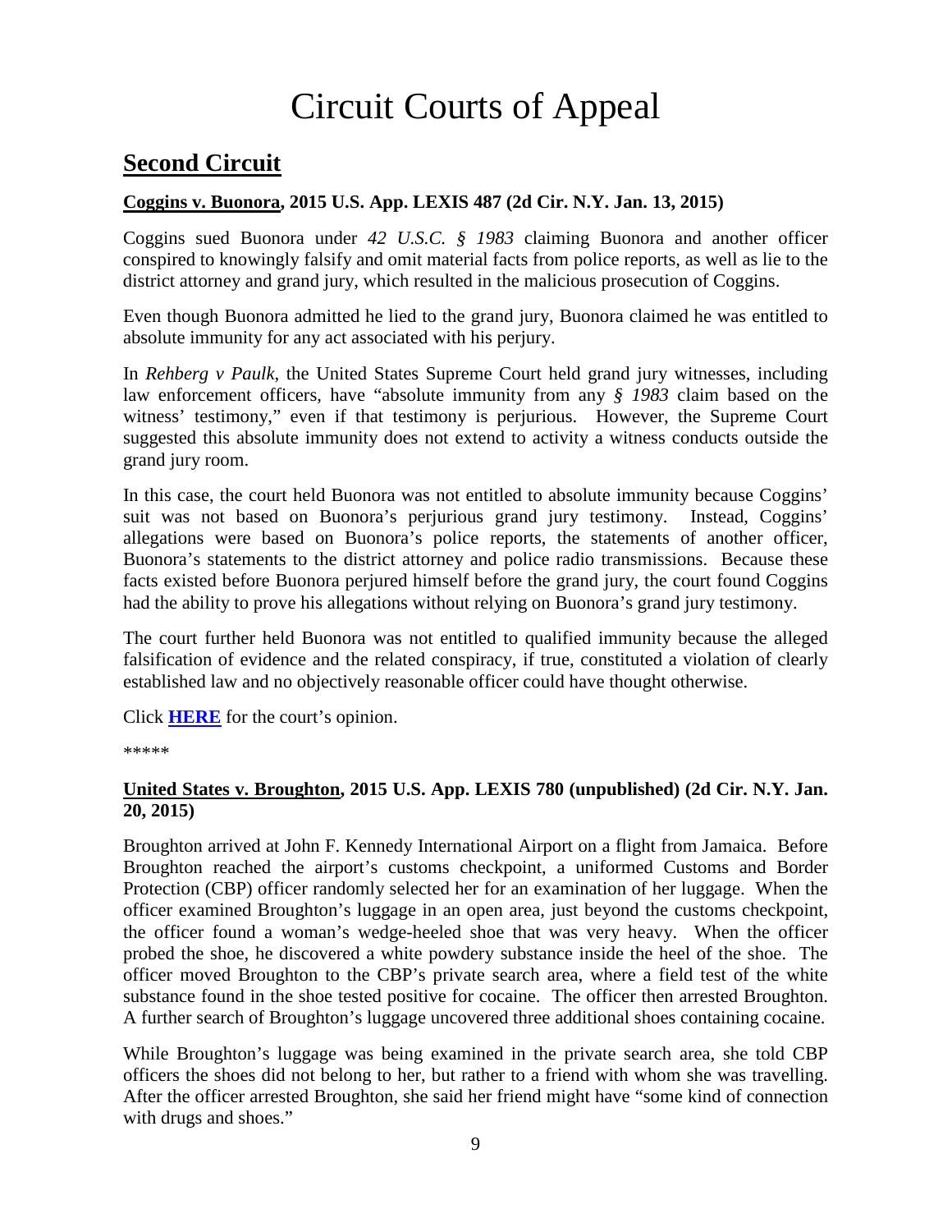# Circuit Courts of Appeal

## Second Circuit

### Coggins v. Buonora, 2015 U.S. App. LEXIS 487 (2d Cir. N.Y. Jan. 13, 2015)

Coggins sued Buonora under *42 U.S.C. § 1983* claiming Buonora and another officer conspired to knowingly falsify and omit material facts from police reports, as well as lie to the district attorney and grand jury, which resulted in the malicious prosecution of Coggins.

Even though Buonora admitted he lied to the grand jury, Buonora claimed he was entitled to absolute immunity for any act associated with his perjury.

In *Rehberg v Paulk*, the United States Supreme Court held grand jury witnesses, including law enforcement officers, have "absolute immunity from any *§ 1983* claim based on the witness' testimony," even if that testimony is perjurious. However, the Supreme Court suggested this absolute immunity does not extend to activity a witness conducts outside the grand jury room.

In this case, the court held Buonora was not entitled to absolute immunity because Coggins' suit was not based on Buonora's perjurious grand jury testimony. Instead, Coggins' allegations were based on Buonora's police reports, the statements of another officer, Buonora's statements to the district attorney and police radio transmissions. Because these facts existed before Buonora perjured himself before the grand jury, the court found Coggins had the ability to prove his allegations without relying on Buonora's grand jury testimony.

The court further held Buonora was not entitled to qualified immunity because the alleged falsification of evidence and the related conspiracy, if true, constituted a violation of clearly established law and no objectively reasonable officer could have thought otherwise.

Click **HERE** for the court's opinion.

*****

### United States v. Broughton, 2015 U.S. App. LEXIS 780 (unpublished) (2d Cir. N.Y. Jan. 20, 2015)

Broughton arrived at John F. Kennedy International Airport on a flight from Jamaica. Before Broughton reached the airport's customs checkpoint, a uniformed Customs and Border Protection (CBP) officer randomly selected her for an examination of her luggage. When the officer examined Broughton's luggage in an open area, just beyond the customs checkpoint, the officer found a woman's wedge-heeled shoe that was very heavy. When the officer probed the shoe, he discovered a white powdery substance inside the heel of the shoe. The officer moved Broughton to the CBP's private search area, where a field test of the white substance found in the shoe tested positive for cocaine. The officer then arrested Broughton. A further search of Broughton's luggage uncovered three additional shoes containing cocaine.

While Broughton's luggage was being examined in the private search area, she told CBP officers the shoes did not belong to her, but rather to a friend with whom she was travelling. After the officer arrested Broughton, she said her friend might have "some kind of connection with drugs and shoes."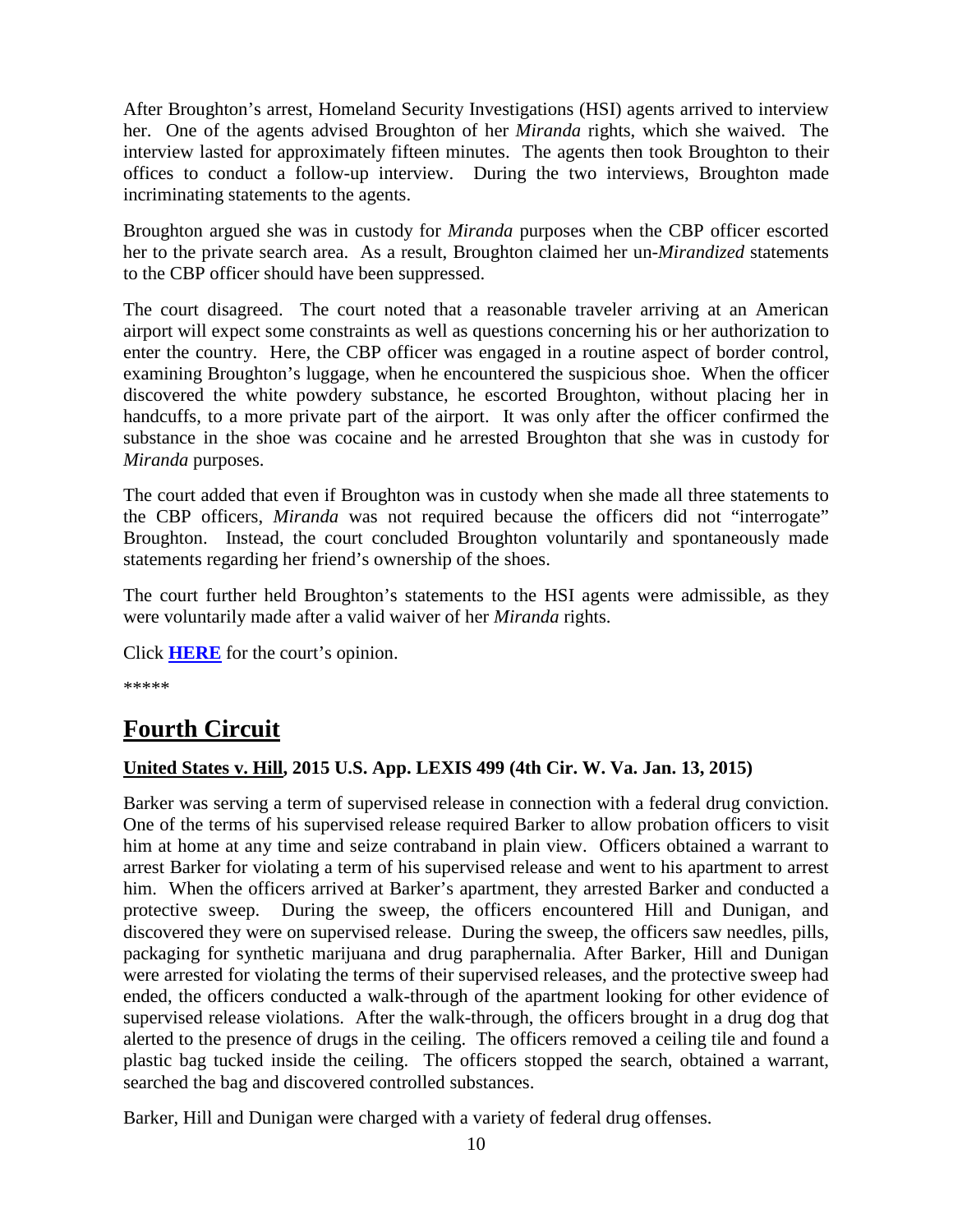After Broughton's arrest, Homeland Security Investigations (HSI) agents arrived to interview her. One of the agents advised Broughton of her *Miranda* rights, which she waived. The interview lasted for approximately fifteen minutes. The agents then took Broughton to their offices to conduct a follow-up interview. During the two interviews, Broughton made incriminating statements to the agents.

Broughton argued she was in custody for *Miranda* purposes when the CBP officer escorted her to the private search area. As a result, Broughton claimed her un-*Mirandized* statements to the CBP officer should have been suppressed.

The court disagreed. The court noted that a reasonable traveler arriving at an American airport will expect some constraints as well as questions concerning his or her authorization to enter the country. Here, the CBP officer was engaged in a routine aspect of border control, examining Broughton's luggage, when he encountered the suspicious shoe. When the officer discovered the white powdery substance, he escorted Broughton, without placing her in handcuffs, to a more private part of the airport. It was only after the officer confirmed the substance in the shoe was cocaine and he arrested Broughton that she was in custody for *Miranda* purposes.

The court added that even if Broughton was in custody when she made all three statements to the CBP officers, *Miranda* was not required because the officers did not "interrogate" Broughton. Instead, the court concluded Broughton voluntarily and spontaneously made statements regarding her friend's ownership of the shoes.

The court further held Broughton's statements to the HSI agents were admissible, as they were voluntarily made after a valid waiver of her *Miranda* rights.

Click **HERE** for the court's opinion.

*****

## Fourth Circuit

### United States v. Hill, 2015 U.S. App. LEXIS 499 (4th Cir. W. Va. Jan. 13, 2015)

Barker was serving a term of supervised release in connection with a federal drug conviction. One of the terms of his supervised release required Barker to allow probation officers to visit him at home at any time and seize contraband in plain view. Officers obtained a warrant to arrest Barker for violating a term of his supervised release and went to his apartment to arrest him. When the officers arrived at Barker's apartment, they arrested Barker and conducted a protective sweep. During the sweep, the officers encountered Hill and Dunigan, and discovered they were on supervised release. During the sweep, the officers saw needles, pills, packaging for synthetic marijuana and drug paraphernalia. After Barker, Hill and Dunigan were arrested for violating the terms of their supervised releases, and the protective sweep had ended, the officers conducted a walk-through of the apartment looking for other evidence of supervised release violations. After the walk-through, the officers brought in a drug dog that alerted to the presence of drugs in the ceiling. The officers removed a ceiling tile and found a plastic bag tucked inside the ceiling. The officers stopped the search, obtained a warrant, searched the bag and discovered controlled substances.

Barker, Hill and Dunigan were charged with a variety of federal drug offenses.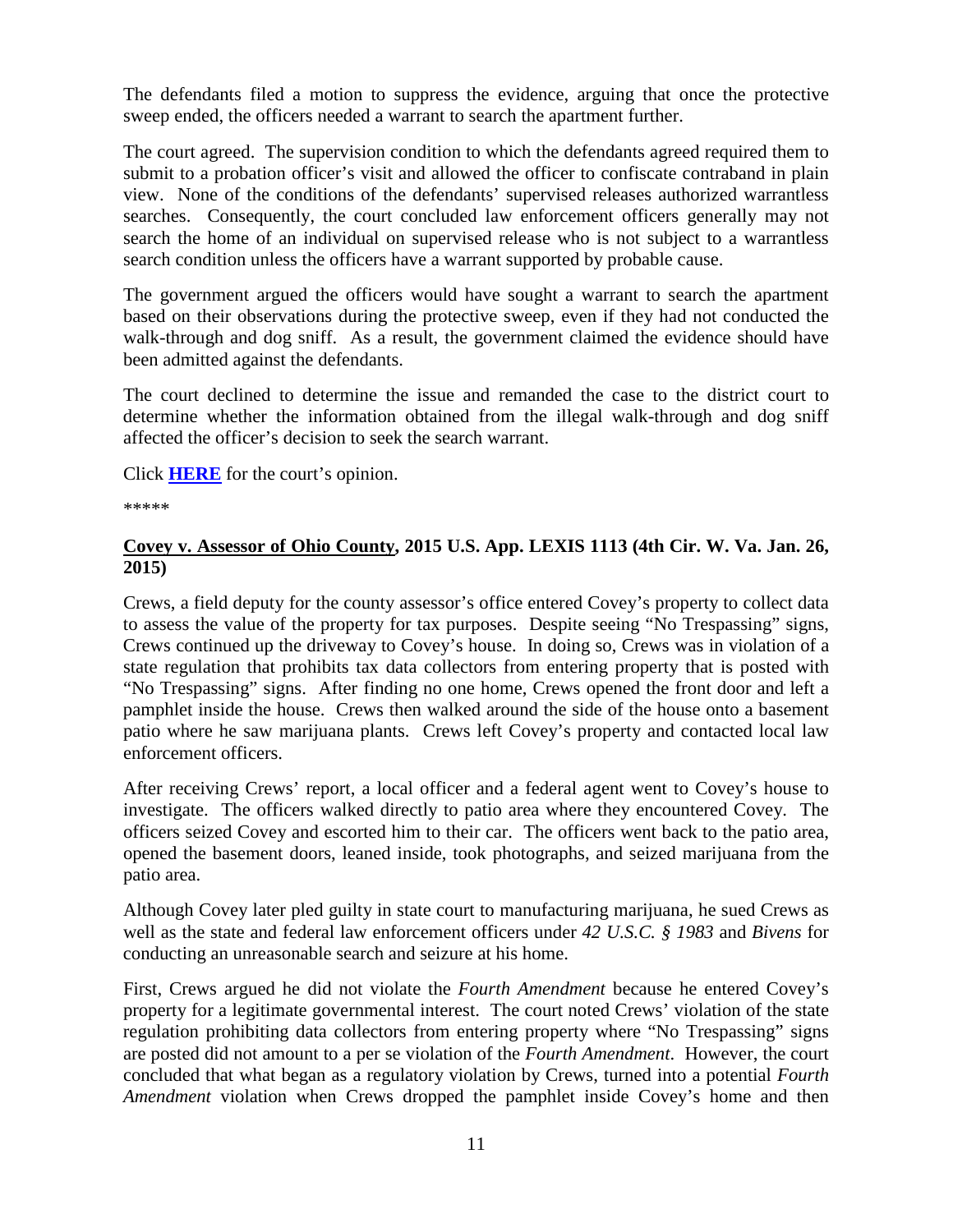The defendants filed a motion to suppress the evidence, arguing that once the protective sweep ended, the officers needed a warrant to search the apartment further.

The court agreed. The supervision condition to which the defendants agreed required them to submit to a probation officer's visit and allowed the officer to confiscate contraband in plain view. None of the conditions of the defendants' supervised releases authorized warrantless searches. Consequently, the court concluded law enforcement officers generally may not search the home of an individual on supervised release who is not subject to a warrantless search condition unless the officers have a warrant supported by probable cause.

The government argued the officers would have sought a warrant to search the apartment based on their observations during the protective sweep, even if they had not conducted the walk-through and dog sniff. As a result, the government claimed the evidence should have been admitted against the defendants.

The court declined to determine the issue and remanded the case to the district court to determine whether the information obtained from the illegal walk-through and dog sniff affected the officer's decision to seek the search warrant.

Click **HERE** for the court's opinion.

*****

**Covey v. Assessor of Ohio County, 2015 U.S. App. LEXIS 1113 (4th Cir. W. Va. Jan. 26, 2015)**

Crews, a field deputy for the county assessor's office entered Covey's property to collect data to assess the value of the property for tax purposes. Despite seeing "No Trespassing" signs, Crews continued up the driveway to Covey's house. In doing so, Crews was in violation of a state regulation that prohibits tax data collectors from entering property that is posted with "No Trespassing" signs. After finding no one home, Crews opened the front door and left a pamphlet inside the house. Crews then walked around the side of the house onto a basement patio where he saw marijuana plants. Crews left Covey's property and contacted local law enforcement officers.

After receiving Crews' report, a local officer and a federal agent went to Covey's house to investigate. The officers walked directly to patio area where they encountered Covey. The officers seized Covey and escorted him to their car. The officers went back to the patio area, opened the basement doors, leaned inside, took photographs, and seized marijuana from the patio area.

Although Covey later pled guilty in state court to manufacturing marijuana, he sued Crews as well as the state and federal law enforcement officers under *42 U.S.C. § 1983* and *Bivens* for conducting an unreasonable search and seizure at his home.

First, Crews argued he did not violate the *Fourth Amendment* because he entered Covey's property for a legitimate governmental interest. The court noted Crews' violation of the state regulation prohibiting data collectors from entering property where "No Trespassing" signs are posted did not amount to a per se violation of the *Fourth Amendment*. However, the court concluded that what began as a regulatory violation by Crews, turned into a potential *Fourth Amendment* violation when Crews dropped the pamphlet inside Covey's home and then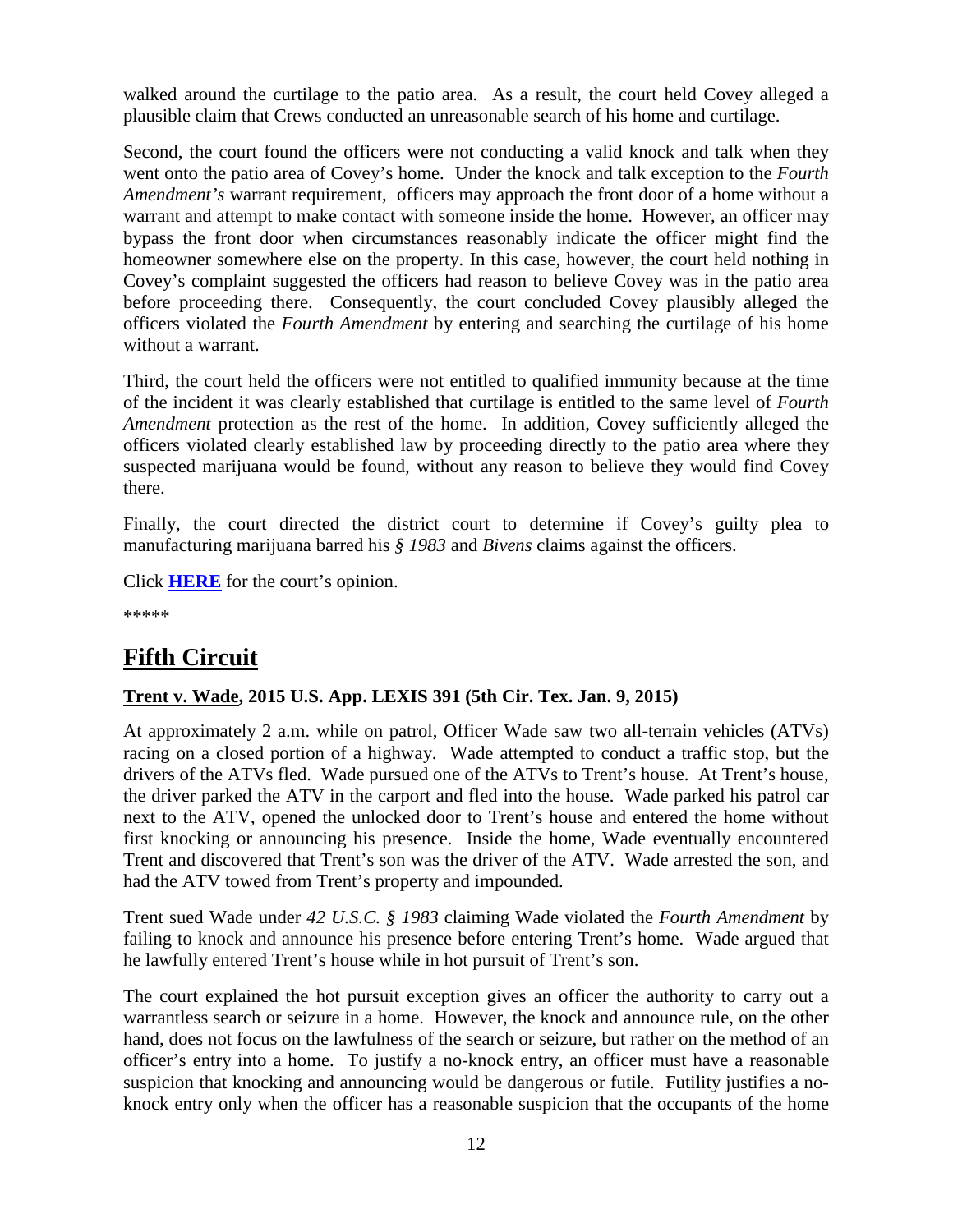walked around the curtilage to the patio area. As a result, the court held Covey alleged a plausible claim that Crews conducted an unreasonable search of his home and curtilage.

Second, the court found the officers were not conducting a valid knock and talk when they went onto the patio area of Covey's home. Under the knock and talk exception to the *Fourth Amendment's* warrant requirement, officers may approach the front door of a home without a warrant and attempt to make contact with someone inside the home. However, an officer may bypass the front door when circumstances reasonably indicate the officer might find the homeowner somewhere else on the property. In this case, however, the court held nothing in Covey's complaint suggested the officers had reason to believe Covey was in the patio area before proceeding there. Consequently, the court concluded Covey plausibly alleged the officers violated the *Fourth Amendment* by entering and searching the curtilage of his home without a warrant.

Third, the court held the officers were not entitled to qualified immunity because at the time of the incident it was clearly established that curtilage is entitled to the same level of *Fourth Amendment* protection as the rest of the home. In addition, Covey sufficiently alleged the officers violated clearly established law by proceeding directly to the patio area where they suspected marijuana would be found, without any reason to believe they would find Covey there.

Finally, the court directed the district court to determine if Covey's guilty plea to manufacturing marijuana barred his *§ 1983* and *Bivens* claims against the officers.

Click **HERE** for the court's opinion.

*****

## Fifth Circuit

### Trent v. Wade, 2015 U.S. App. LEXIS 391 (5th Cir. Tex. Jan. 9, 2015)

At approximately 2 a.m. while on patrol, Officer Wade saw two all-terrain vehicles (ATVs) racing on a closed portion of a highway. Wade attempted to conduct a traffic stop, but the drivers of the ATVs fled. Wade pursued one of the ATVs to Trent's house. At Trent's house, the driver parked the ATV in the carport and fled into the house. Wade parked his patrol car next to the ATV, opened the unlocked door to Trent's house and entered the home without first knocking or announcing his presence. Inside the home, Wade eventually encountered Trent and discovered that Trent's son was the driver of the ATV. Wade arrested the son, and had the ATV towed from Trent's property and impounded.

Trent sued Wade under *42 U.S.C. § 1983* claiming Wade violated the *Fourth Amendment* by failing to knock and announce his presence before entering Trent's home. Wade argued that he lawfully entered Trent's house while in hot pursuit of Trent's son.

The court explained the hot pursuit exception gives an officer the authority to carry out a warrantless search or seizure in a home. However, the knock and announce rule, on the other hand, does not focus on the lawfulness of the search or seizure, but rather on the method of an officer's entry into a home. To justify a no-knock entry, an officer must have a reasonable suspicion that knocking and announcing would be dangerous or futile. Futility justifies a no-knock entry only when the officer has a reasonable suspicion that the occupants of the home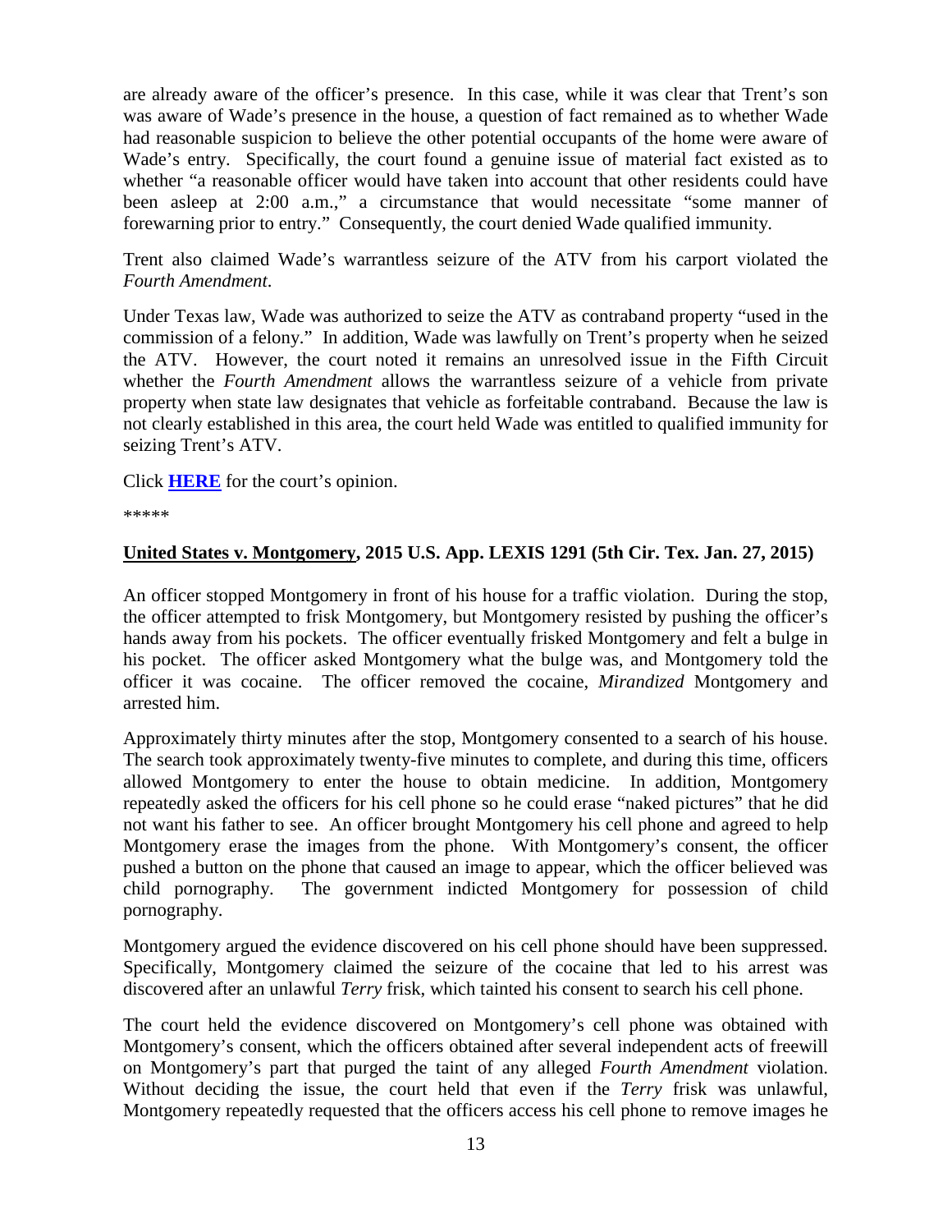are already aware of the officer's presence. In this case, while it was clear that Trent's son was aware of Wade's presence in the house, a question of fact remained as to whether Wade had reasonable suspicion to believe the other potential occupants of the home were aware of Wade's entry. Specifically, the court found a genuine issue of material fact existed as to whether "a reasonable officer would have taken into account that other residents could have been asleep at 2:00 a.m.," a circumstance that would necessitate "some manner of forewarning prior to entry." Consequently, the court denied Wade qualified immunity.

Trent also claimed Wade's warrantless seizure of the ATV from his carport violated the *Fourth Amendment*.

Under Texas law, Wade was authorized to seize the ATV as contraband property "used in the commission of a felony." In addition, Wade was lawfully on Trent's property when he seized the ATV. However, the court noted it remains an unresolved issue in the Fifth Circuit whether the *Fourth Amendment* allows the warrantless seizure of a vehicle from private property when state law designates that vehicle as forfeitable contraband. Because the law is not clearly established in this area, the court held Wade was entitled to qualified immunity for seizing Trent's ATV.

Click **HERE** for the court's opinion.

*****

**United States v. Montgomery, 2015 U.S. App. LEXIS 1291 (5th Cir. Tex. Jan. 27, 2015)**

An officer stopped Montgomery in front of his house for a traffic violation. During the stop, the officer attempted to frisk Montgomery, but Montgomery resisted by pushing the officer's hands away from his pockets. The officer eventually frisked Montgomery and felt a bulge in his pocket. The officer asked Montgomery what the bulge was, and Montgomery told the officer it was cocaine. The officer removed the cocaine, *Mirandized* Montgomery and arrested him.

Approximately thirty minutes after the stop, Montgomery consented to a search of his house. The search took approximately twenty-five minutes to complete, and during this time, officers allowed Montgomery to enter the house to obtain medicine. In addition, Montgomery repeatedly asked the officers for his cell phone so he could erase "naked pictures" that he did not want his father to see. An officer brought Montgomery his cell phone and agreed to help Montgomery erase the images from the phone. With Montgomery's consent, the officer pushed a button on the phone that caused an image to appear, which the officer believed was child pornography. The government indicted Montgomery for possession of child pornography.

Montgomery argued the evidence discovered on his cell phone should have been suppressed. Specifically, Montgomery claimed the seizure of the cocaine that led to his arrest was discovered after an unlawful *Terry* frisk, which tainted his consent to search his cell phone.

The court held the evidence discovered on Montgomery's cell phone was obtained with Montgomery's consent, which the officers obtained after several independent acts of freewill on Montgomery's part that purged the taint of any alleged *Fourth Amendment* violation. Without deciding the issue, the court held that even if the *Terry* frisk was unlawful, Montgomery repeatedly requested that the officers access his cell phone to remove images he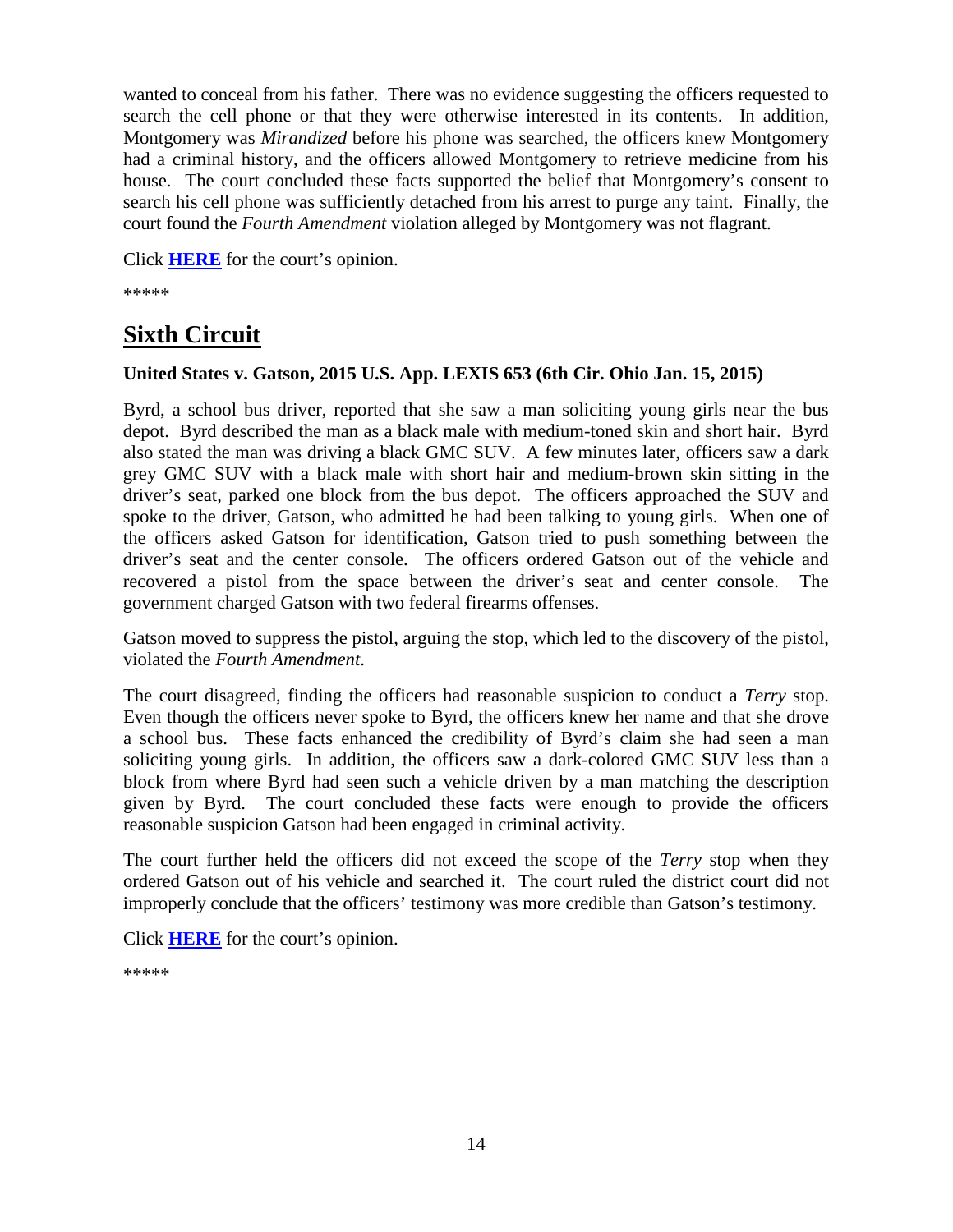wanted to conceal from his father. There was no evidence suggesting the officers requested to search the cell phone or that they were otherwise interested in its contents. In addition, Montgomery was *Mirandized* before his phone was searched, the officers knew Montgomery had a criminal history, and the officers allowed Montgomery to retrieve medicine from his house. The court concluded these facts supported the belief that Montgomery's consent to search his cell phone was sufficiently detached from his arrest to purge any taint. Finally, the court found the *Fourth Amendment* violation alleged by Montgomery was not flagrant.

Click **HERE** for the court's opinion.

*****

# Sixth Circuit

**United States v. Gatson, 2015 U.S. App. LEXIS 653 (6th Cir. Ohio Jan. 15, 2015)**

Byrd, a school bus driver, reported that she saw a man soliciting young girls near the bus depot. Byrd described the man as a black male with medium-toned skin and short hair. Byrd also stated the man was driving a black GMC SUV. A few minutes later, officers saw a dark grey GMC SUV with a black male with short hair and medium-brown skin sitting in the driver's seat, parked one block from the bus depot. The officers approached the SUV and spoke to the driver, Gatson, who admitted he had been talking to young girls. When one of the officers asked Gatson for identification, Gatson tried to push something between the driver's seat and the center console. The officers ordered Gatson out of the vehicle and recovered a pistol from the space between the driver's seat and center console. The government charged Gatson with two federal firearms offenses.

Gatson moved to suppress the pistol, arguing the stop, which led to the discovery of the pistol, violated the *Fourth Amendment*.

The court disagreed, finding the officers had reasonable suspicion to conduct a *Terry* stop. Even though the officers never spoke to Byrd, the officers knew her name and that she drove a school bus. These facts enhanced the credibility of Byrd's claim she had seen a man soliciting young girls. In addition, the officers saw a dark-colored GMC SUV less than a block from where Byrd had seen such a vehicle driven by a man matching the description given by Byrd. The court concluded these facts were enough to provide the officers reasonable suspicion Gatson had been engaged in criminal activity.

The court further held the officers did not exceed the scope of the *Terry* stop when they ordered Gatson out of his vehicle and searched it. The court ruled the district court did not improperly conclude that the officers' testimony was more credible than Gatson's testimony.

Click **HERE** for the court's opinion.

*****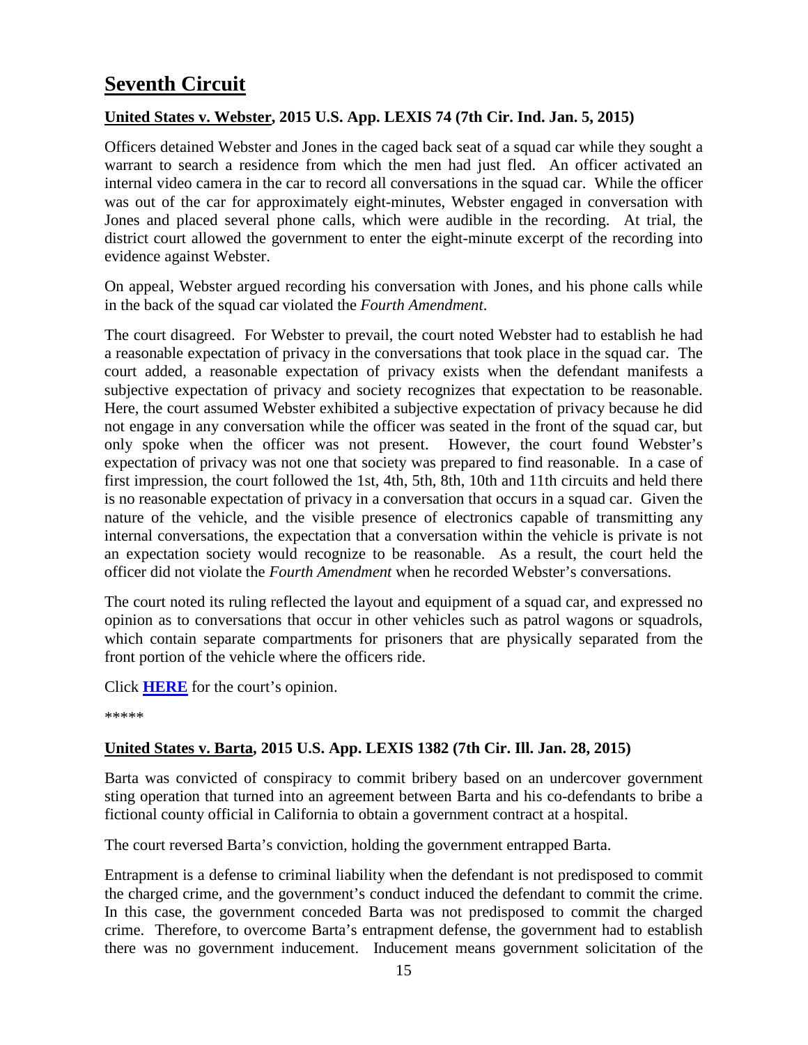# Seventh Circuit

## United States v. Webster, 2015 U.S. App. LEXIS 74 (7th Cir. Ind. Jan. 5, 2015)

Officers detained Webster and Jones in the caged back seat of a squad car while they sought a warrant to search a residence from which the men had just fled. An officer activated an internal video camera in the car to record all conversations in the squad car. While the officer was out of the car for approximately eight-minutes, Webster engaged in conversation with Jones and placed several phone calls, which were audible in the recording. At trial, the district court allowed the government to enter the eight-minute excerpt of the recording into evidence against Webster.

On appeal, Webster argued recording his conversation with Jones, and his phone calls while in the back of the squad car violated the *Fourth Amendment*.

The court disagreed. For Webster to prevail, the court noted Webster had to establish he had a reasonable expectation of privacy in the conversations that took place in the squad car. The court added, a reasonable expectation of privacy exists when the defendant manifests a subjective expectation of privacy and society recognizes that expectation to be reasonable. Here, the court assumed Webster exhibited a subjective expectation of privacy because he did not engage in any conversation while the officer was seated in the front of the squad car, but only spoke when the officer was not present. However, the court found Webster's expectation of privacy was not one that society was prepared to find reasonable. In a case of first impression, the court followed the 1st, 4th, 5th, 8th, 10th and 11th circuits and held there is no reasonable expectation of privacy in a conversation that occurs in a squad car. Given the nature of the vehicle, and the visible presence of electronics capable of transmitting any internal conversations, the expectation that a conversation within the vehicle is private is not an expectation society would recognize to be reasonable. As a result, the court held the officer did not violate the *Fourth Amendment* when he recorded Webster's conversations.

The court noted its ruling reflected the layout and equipment of a squad car, and expressed no opinion as to conversations that occur in other vehicles such as patrol wagons or squadrols, which contain separate compartments for prisoners that are physically separated from the front portion of the vehicle where the officers ride.

Click **HERE** for the court's opinion.

*****

## United States v. Barta, 2015 U.S. App. LEXIS 1382 (7th Cir. Ill. Jan. 28, 2015)

Barta was convicted of conspiracy to commit bribery based on an undercover government sting operation that turned into an agreement between Barta and his co-defendants to bribe a fictional county official in California to obtain a government contract at a hospital.

The court reversed Barta's conviction, holding the government entrapped Barta.

Entrapment is a defense to criminal liability when the defendant is not predisposed to commit the charged crime, and the government's conduct induced the defendant to commit the crime. In this case, the government conceded Barta was not predisposed to commit the charged crime. Therefore, to overcome Barta's entrapment defense, the government had to establish there was no government inducement. Inducement means government solicitation of the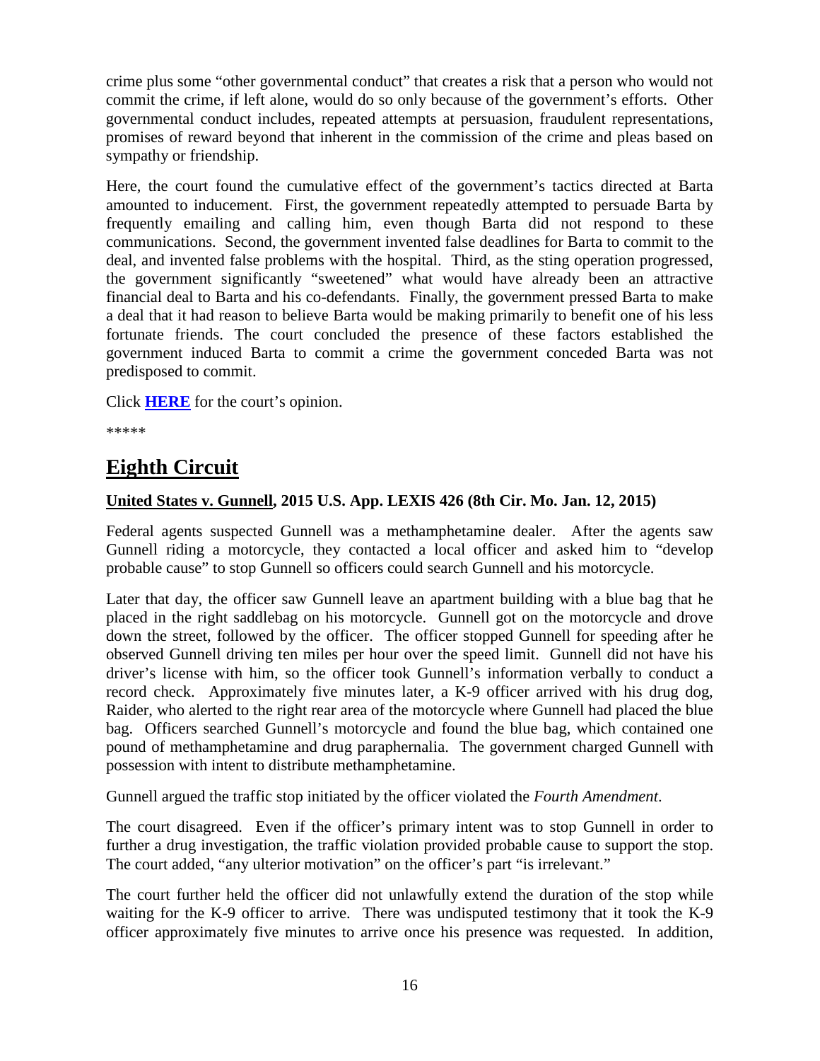crime plus some "other governmental conduct" that creates a risk that a person who would not commit the crime, if left alone, would do so only because of the government's efforts. Other governmental conduct includes, repeated attempts at persuasion, fraudulent representations, promises of reward beyond that inherent in the commission of the crime and pleas based on sympathy or friendship.

Here, the court found the cumulative effect of the government's tactics directed at Barta amounted to inducement. First, the government repeatedly attempted to persuade Barta by frequently emailing and calling him, even though Barta did not respond to these communications. Second, the government invented false deadlines for Barta to commit to the deal, and invented false problems with the hospital. Third, as the sting operation progressed, the government significantly "sweetened" what would have already been an attractive financial deal to Barta and his co-defendants. Finally, the government pressed Barta to make a deal that it had reason to believe Barta would be making primarily to benefit one of his less fortunate friends. The court concluded the presence of these factors established the government induced Barta to commit a crime the government conceded Barta was not predisposed to commit.

Click **HERE** for the court's opinion.

*****

# Eighth Circuit

### United States v. Gunnell, 2015 U.S. App. LEXIS 426 (8th Cir. Mo. Jan. 12, 2015)

Federal agents suspected Gunnell was a methamphetamine dealer. After the agents saw Gunnell riding a motorcycle, they contacted a local officer and asked him to "develop probable cause" to stop Gunnell so officers could search Gunnell and his motorcycle.

Later that day, the officer saw Gunnell leave an apartment building with a blue bag that he placed in the right saddlebag on his motorcycle. Gunnell got on the motorcycle and drove down the street, followed by the officer. The officer stopped Gunnell for speeding after he observed Gunnell driving ten miles per hour over the speed limit. Gunnell did not have his driver's license with him, so the officer took Gunnell's information verbally to conduct a record check. Approximately five minutes later, a K-9 officer arrived with his drug dog, Raider, who alerted to the right rear area of the motorcycle where Gunnell had placed the blue bag. Officers searched Gunnell's motorcycle and found the blue bag, which contained one pound of methamphetamine and drug paraphernalia. The government charged Gunnell with possession with intent to distribute methamphetamine.

Gunnell argued the traffic stop initiated by the officer violated the *Fourth Amendment*.

The court disagreed. Even if the officer's primary intent was to stop Gunnell in order to further a drug investigation, the traffic violation provided probable cause to support the stop. The court added, "any ulterior motivation" on the officer's part "is irrelevant."

The court further held the officer did not unlawfully extend the duration of the stop while waiting for the K-9 officer to arrive. There was undisputed testimony that it took the K-9 officer approximately five minutes to arrive once his presence was requested. In addition,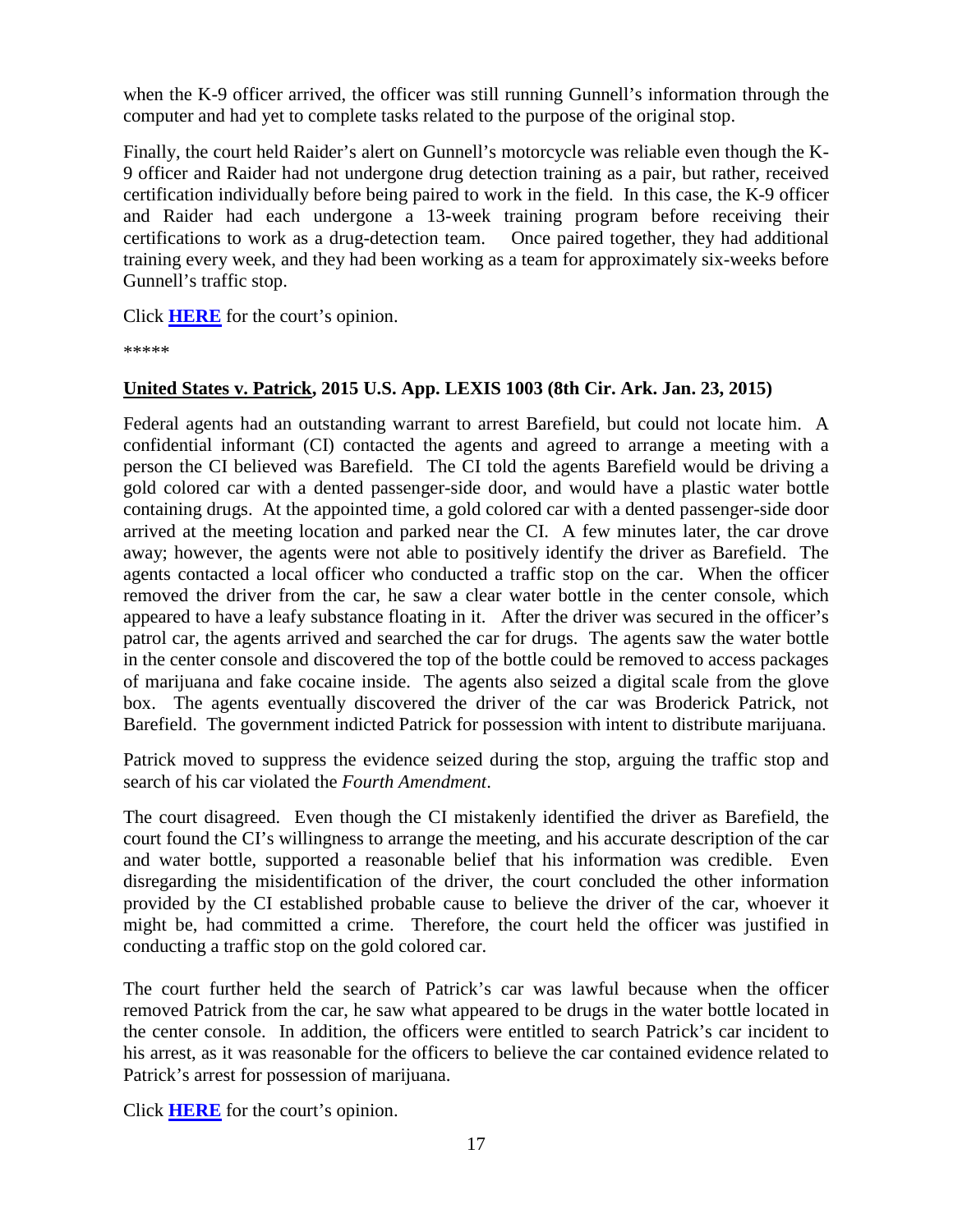when the K-9 officer arrived, the officer was still running Gunnell's information through the computer and had yet to complete tasks related to the purpose of the original stop.

Finally, the court held Raider's alert on Gunnell's motorcycle was reliable even though the K-9 officer and Raider had not undergone drug detection training as a pair, but rather, received certification individually before being paired to work in the field. In this case, the K-9 officer and Raider had each undergone a 13-week training program before receiving their certifications to work as a drug-detection team. Once paired together, they had additional training every week, and they had been working as a team for approximately six-weeks before Gunnell's traffic stop.

Click **HERE** for the court's opinion.

*****

**United States v. Patrick, 2015 U.S. App. LEXIS 1003 (8th Cir. Ark. Jan. 23, 2015)**

Federal agents had an outstanding warrant to arrest Barefield, but could not locate him. A confidential informant (CI) contacted the agents and agreed to arrange a meeting with a person the CI believed was Barefield. The CI told the agents Barefield would be driving a gold colored car with a dented passenger-side door, and would have a plastic water bottle containing drugs. At the appointed time, a gold colored car with a dented passenger-side door arrived at the meeting location and parked near the CI. A few minutes later, the car drove away; however, the agents were not able to positively identify the driver as Barefield. The agents contacted a local officer who conducted a traffic stop on the car. When the officer removed the driver from the car, he saw a clear water bottle in the center console, which appeared to have a leafy substance floating in it. After the driver was secured in the officer's patrol car, the agents arrived and searched the car for drugs. The agents saw the water bottle in the center console and discovered the top of the bottle could be removed to access packages of marijuana and fake cocaine inside. The agents also seized a digital scale from the glove box. The agents eventually discovered the driver of the car was Broderick Patrick, not Barefield. The government indicted Patrick for possession with intent to distribute marijuana.

Patrick moved to suppress the evidence seized during the stop, arguing the traffic stop and search of his car violated the *Fourth Amendment*.

The court disagreed. Even though the CI mistakenly identified the driver as Barefield, the court found the CI's willingness to arrange the meeting, and his accurate description of the car and water bottle, supported a reasonable belief that his information was credible. Even disregarding the misidentification of the driver, the court concluded the other information provided by the CI established probable cause to believe the driver of the car, whoever it might be, had committed a crime. Therefore, the court held the officer was justified in conducting a traffic stop on the gold colored car.

The court further held the search of Patrick's car was lawful because when the officer removed Patrick from the car, he saw what appeared to be drugs in the water bottle located in the center console. In addition, the officers were entitled to search Patrick's car incident to his arrest, as it was reasonable for the officers to believe the car contained evidence related to Patrick's arrest for possession of marijuana.

Click **HERE** for the court's opinion.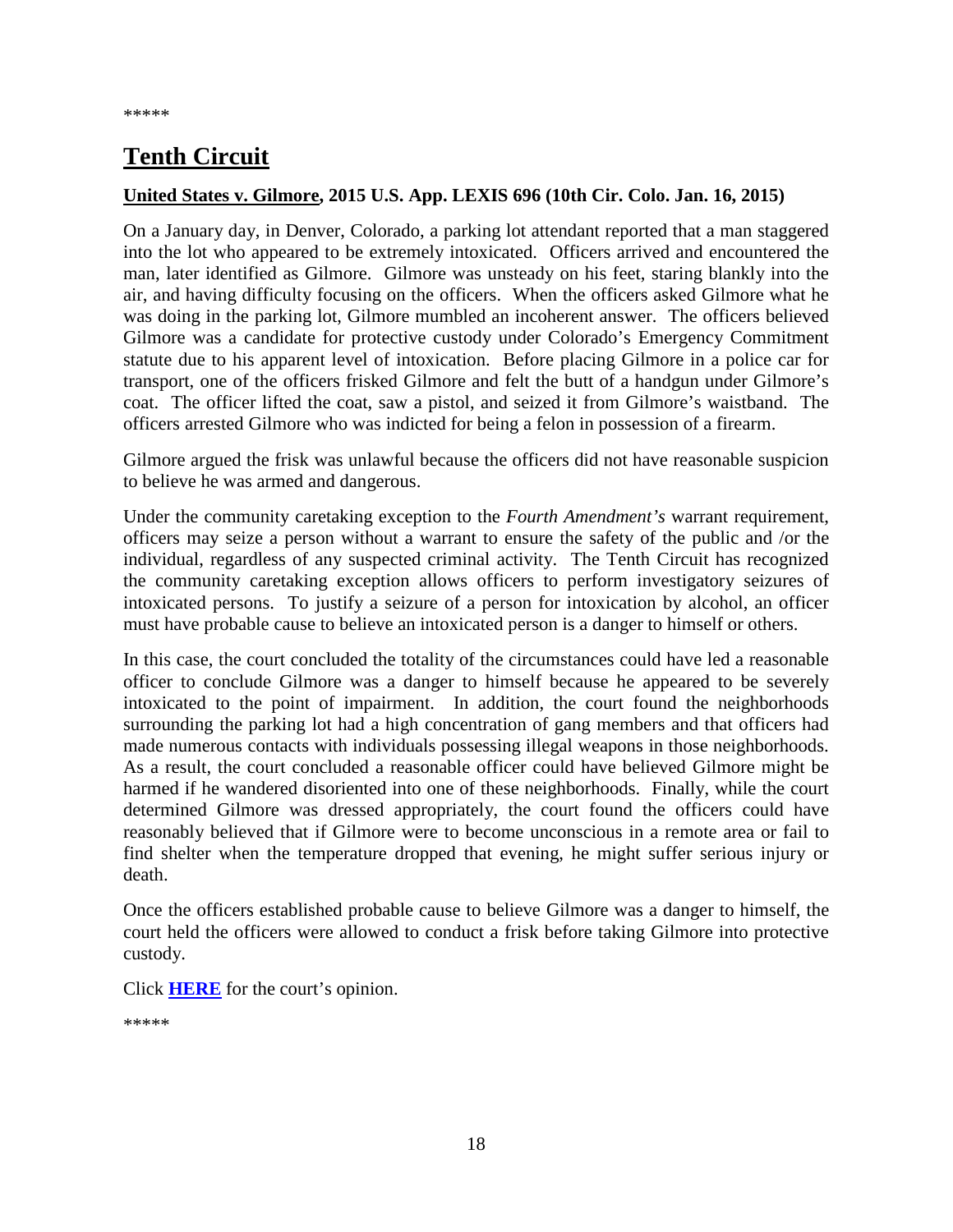\*\*\*\*\*

# Tenth Circuit

**United States v. Gilmore, 2015 U.S. App. LEXIS 696 (10th Cir. Colo. Jan. 16, 2015)**

On a January day, in Denver, Colorado, a parking lot attendant reported that a man staggered into the lot who appeared to be extremely intoxicated. Officers arrived and encountered the man, later identified as Gilmore. Gilmore was unsteady on his feet, staring blankly into the air, and having difficulty focusing on the officers. When the officers asked Gilmore what he was doing in the parking lot, Gilmore mumbled an incoherent answer. The officers believed Gilmore was a candidate for protective custody under Colorado's Emergency Commitment statute due to his apparent level of intoxication. Before placing Gilmore in a police car for transport, one of the officers frisked Gilmore and felt the butt of a handgun under Gilmore's coat. The officer lifted the coat, saw a pistol, and seized it from Gilmore's waistband. The officers arrested Gilmore who was indicted for being a felon in possession of a firearm.

Gilmore argued the frisk was unlawful because the officers did not have reasonable suspicion to believe he was armed and dangerous.

Under the community caretaking exception to the *Fourth Amendment's* warrant requirement, officers may seize a person without a warrant to ensure the safety of the public and /or the individual, regardless of any suspected criminal activity. The Tenth Circuit has recognized the community caretaking exception allows officers to perform investigatory seizures of intoxicated persons. To justify a seizure of a person for intoxication by alcohol, an officer must have probable cause to believe an intoxicated person is a danger to himself or others.

In this case, the court concluded the totality of the circumstances could have led a reasonable officer to conclude Gilmore was a danger to himself because he appeared to be severely intoxicated to the point of impairment. In addition, the court found the neighborhoods surrounding the parking lot had a high concentration of gang members and that officers had made numerous contacts with individuals possessing illegal weapons in those neighborhoods. As a result, the court concluded a reasonable officer could have believed Gilmore might be harmed if he wandered disoriented into one of these neighborhoods. Finally, while the court determined Gilmore was dressed appropriately, the court found the officers could have reasonably believed that if Gilmore were to become unconscious in a remote area or fail to find shelter when the temperature dropped that evening, he might suffer serious injury or death.

Once the officers established probable cause to believe Gilmore was a danger to himself, the court held the officers were allowed to conduct a frisk before taking Gilmore into protective custody.

Click **HERE** for the court's opinion.

\*\*\*\*\*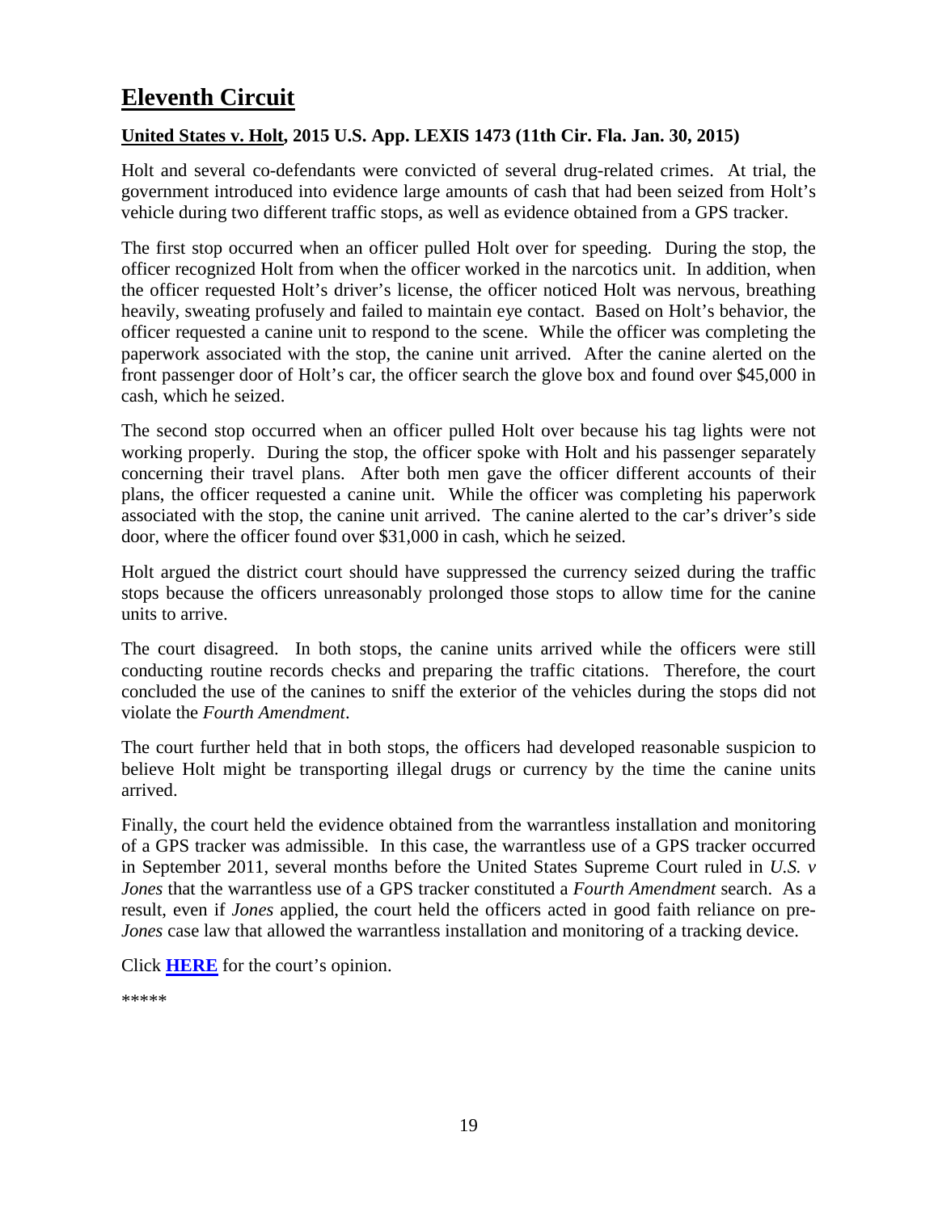## Eleventh Circuit

### United States v. Holt, 2015 U.S. App. LEXIS 1473 (11th Cir. Fla. Jan. 30, 2015)

Holt and several co-defendants were convicted of several drug-related crimes. At trial, the government introduced into evidence large amounts of cash that had been seized from Holt's vehicle during two different traffic stops, as well as evidence obtained from a GPS tracker.

The first stop occurred when an officer pulled Holt over for speeding. During the stop, the officer recognized Holt from when the officer worked in the narcotics unit. In addition, when the officer requested Holt's driver's license, the officer noticed Holt was nervous, breathing heavily, sweating profusely and failed to maintain eye contact. Based on Holt's behavior, the officer requested a canine unit to respond to the scene. While the officer was completing the paperwork associated with the stop, the canine unit arrived. After the canine alerted on the front passenger door of Holt's car, the officer search the glove box and found over $45,000 in cash, which he seized.

The second stop occurred when an officer pulled Holt over because his tag lights were not working properly. During the stop, the officer spoke with Holt and his passenger separately concerning their travel plans. After both men gave the officer different accounts of their plans, the officer requested a canine unit. While the officer was completing his paperwork associated with the stop, the canine unit arrived. The canine alerted to the car's driver's side door, where the officer found over $31,000 in cash, which he seized.

Holt argued the district court should have suppressed the currency seized during the traffic stops because the officers unreasonably prolonged those stops to allow time for the canine units to arrive.

The court disagreed. In both stops, the canine units arrived while the officers were still conducting routine records checks and preparing the traffic citations. Therefore, the court concluded the use of the canines to sniff the exterior of the vehicles during the stops did not violate the *Fourth Amendment*.

The court further held that in both stops, the officers had developed reasonable suspicion to believe Holt might be transporting illegal drugs or currency by the time the canine units arrived.

Finally, the court held the evidence obtained from the warrantless installation and monitoring of a GPS tracker was admissible. In this case, the warrantless use of a GPS tracker occurred in September 2011, several months before the United States Supreme Court ruled in *U.S. v Jones* that the warrantless use of a GPS tracker constituted a *Fourth Amendment* search. As a result, even if *Jones* applied, the court held the officers acted in good faith reliance on pre-*Jones* case law that allowed the warrantless installation and monitoring of a tracking device.

Click **HERE** for the court's opinion.

*****